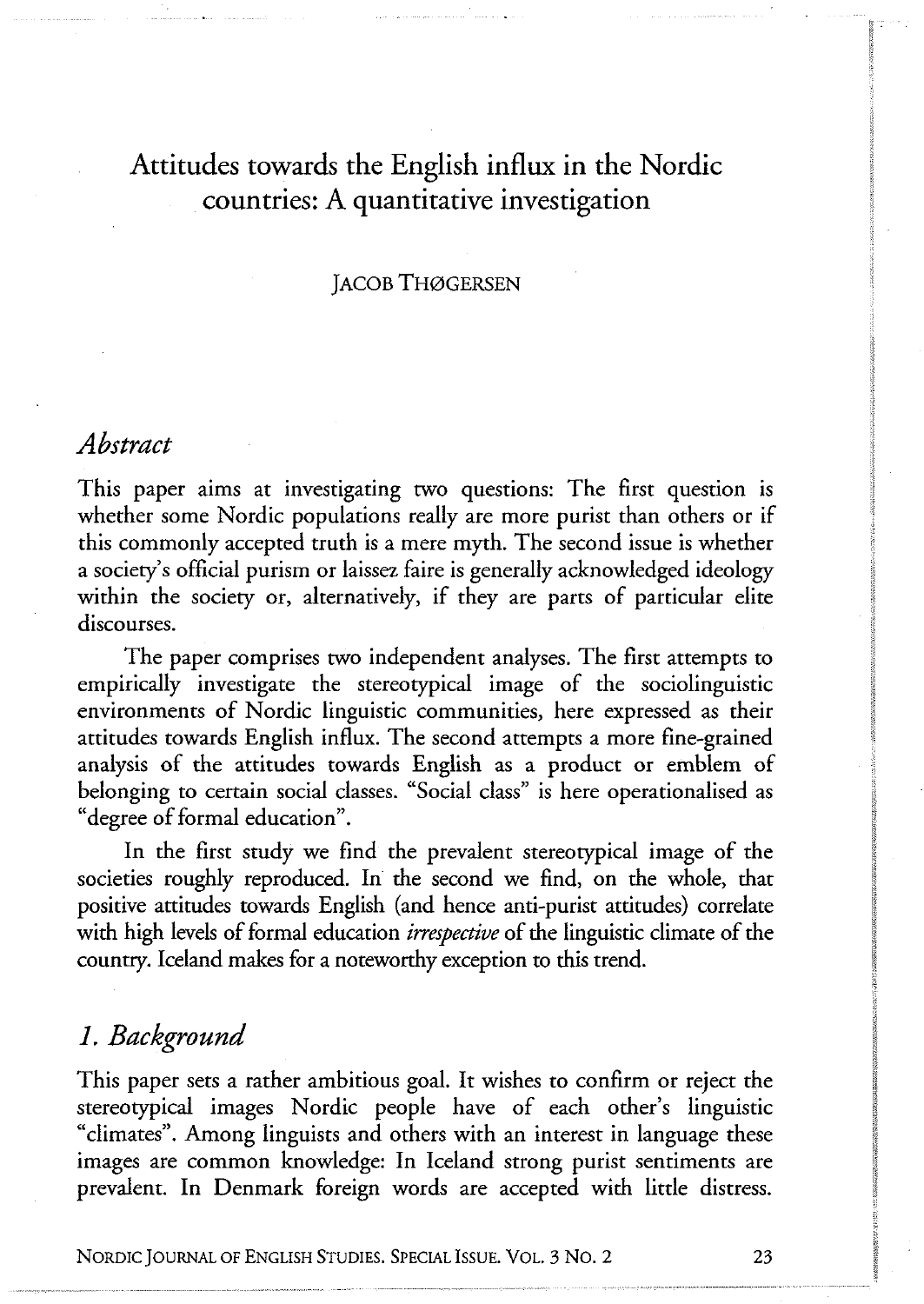# Attitudes towards the English influx in the Nordic countries: A quantitative investigation

JACOB THØGERSEN

## *Abstract*

This paper aims at investigating two questions: The first question is whether some Nordic populations really are more purist than others or if this commonly accepted truth is a mere myth. The second issue is whether a society's official purism or laissez faire is generally acknowledged ideology within the society or, alternatively, if they are parts of particular elite discourses.

The paper comprises two independent analyses. The first attempts to empirically investigate the stereotypical image of the sociolinguistic environments of Nordic linguistic communities, here expressed as their attitudes towards English influx. The second attempts a more fine-grained analysis of the attitudes towards English as a product or emblem of belonging to certain social classes. "Social class" is here operationalised as "degree of formal education".

In the first study we find the prevalent stereotypical image of the societies roughly reproduced. In the second we find, on the whole, that positive attitudes towards English (and hence anti-purist attitudes) correlate with high levels of formal education *irrespective* of the linguistic climate of the country. Iceland makes for a noteworthy exception to this trend.

## *1. Background*

This paper sets a rather ambitious goal. It wishes to confirm or reject the stereotypical images Nordic people have of each other's linguistic "climates". Among linguists and others with an interest in language these images are common knowledge: In Iceland strong purist sentiments are prevalent. In Denmark foreign words are accepted with little distress.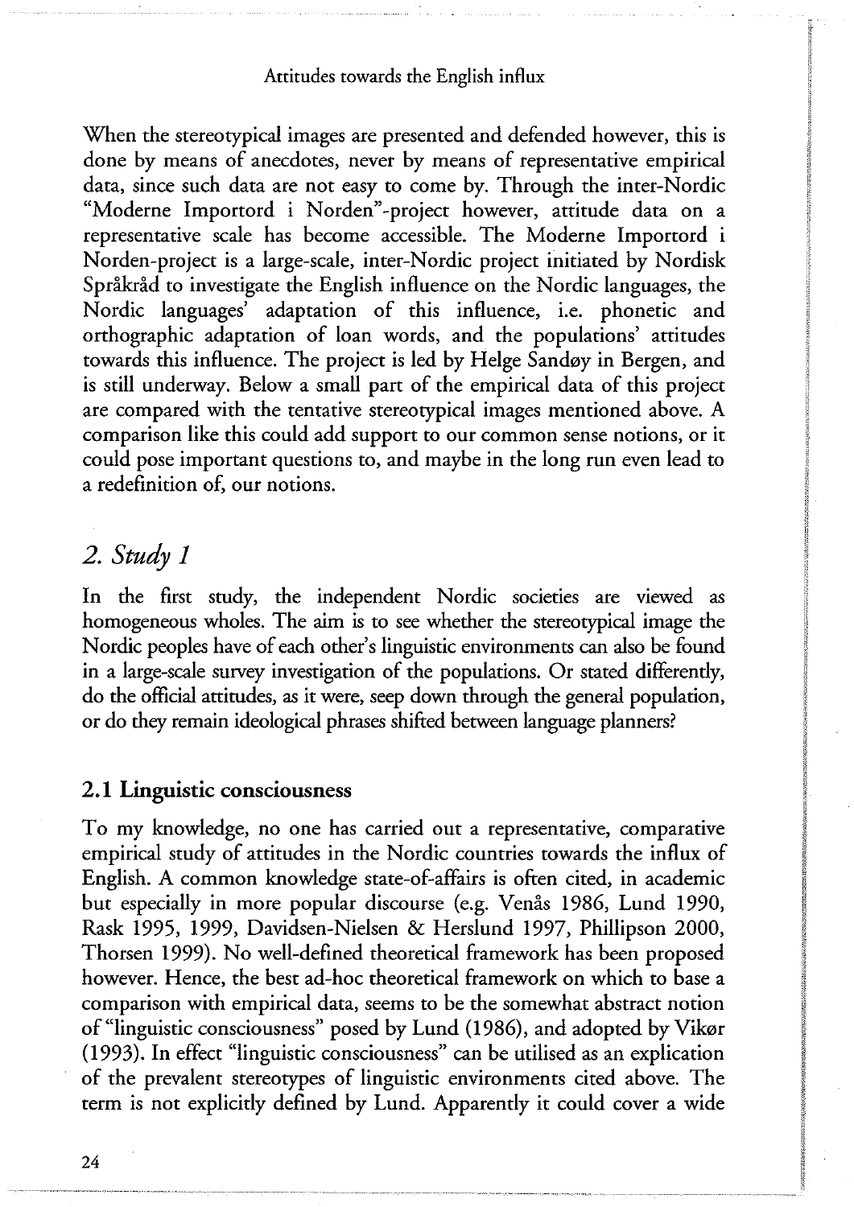When the stereotypical images are presented and defended however, this is done by means of anecdotes, never by means of representative empirical data, since such data are not easy to come by. Through the inter-Nordic "Moderne Importord i Norden"-project however, attitude data on a representative scale has become accessible. The Moderne Importord i Norden-project is a large-scale, inter-Nordic project initiated by Nordisk Språkråd to investigate the English influence on the Nordic languages, the Nordic languages' adaptation of this influence, i.e. phonetic and orthographic adaptation of loan words, and the populations' attitudes towards this influence. The project is led by Helge Sandøy in Bergen, and is still underway. Below a small part of the empirical data of this project are compared with the tentative stereotypical images mentioned above. A comparison like this could add support to our common sense notions, or it could pose important questions to, and maybe in the long run even lead to a redefinition of, our notions.

## *2. Study 1*

In the first study, the independent Nordic societies are viewed as homogeneous wholes. The aim is to see whether the stereotypical image the Nordic peoples have of each other's linguistic environments can also be found in a large-scale survey investigation of the populations. Or stated differently, do the official attitudes, as it were, seep down through the general population, or do they remain ideological phrases shifted between language planners?

### 2.1 Linguistic consciousness

To my knowledge, no one has carried out a representative, comparative empirical study of attitudes in the Nordic countries towards the influx of English. A common knowledge state-of-affairs is often cited, in academic but especially in more popular discourse (e.g. Venås 1986, Lund 1990, Rask 1995, 1999, Davidsen-Nielsen & Herslund 1997, Phillipson 2000, Thorsen 1999). No well-defined theoretical framework has been proposed however. Hence, the best ad-hoc theoretical framework on which to base a comparison with empirical data, seems to be the somewhat abstract notion of "linguistic consciousness" posed by Lund (1986), and adopted by Vikør (1993). In effect "linguistic consciousness" can be utilised as an explication of the prevalent stereotypes of linguistic environments cited above. The term is not explicitly defined by Lund. Apparently it could cover a wide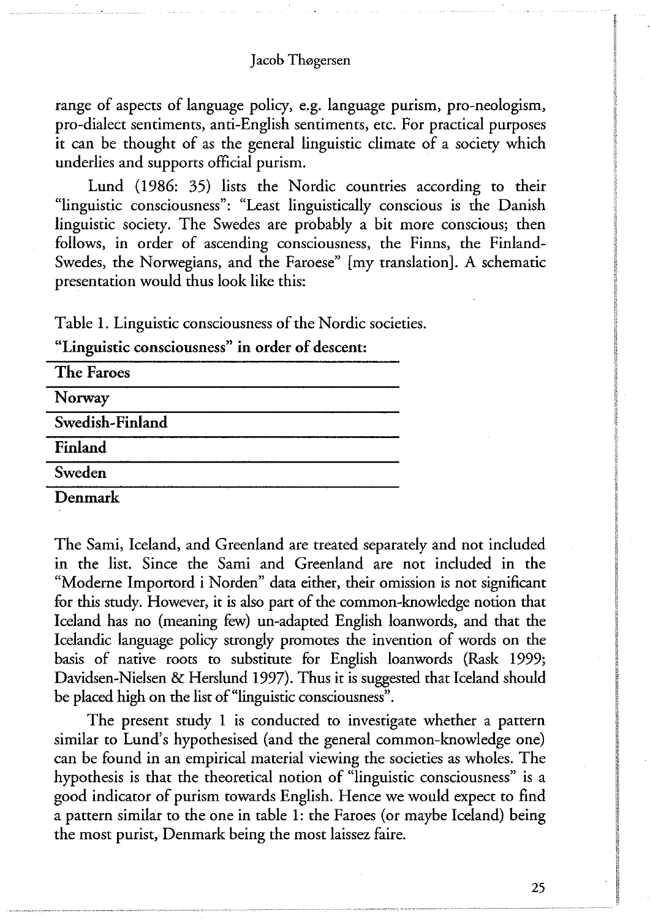range of aspects of language policy, e.g. language purism, pro-neologism, pro-dialect sentiments, anti-English sentiments, etc. For practical purposes it can be thought of as the general linguistic climate of a society which underlies and supports official purism.

Lund (1986: 35) lists the Nordic countries according to their "linguistic consciousness": "Least linguistically conscious is the Danish linguistic society. The Swedes are probably a bit more conscious; then follows, in order of ascending consciousness, the Finns, the Finland-Swedes, the Norwegians, and the Faroese" [my translation]. A schematic presentation would thus look like this:

Table 1. Linguistic consciousness of the Nordic societies.

| "Linguistic consciousness" in order of descent: |
| --- |
| **The Faroes** |
| **Norway** |
| **Swedish-Finland** |
| **Finland** |
| **Sweden** |
| **Denmark** |

The Sami, Iceland, and Greenland are treated separately and not included in the list. Since the Sami and Greenland are not included in the "Moderne Importord i Norden" data either, their omission is not significant for this study. However, it is also part of the common-knowledge notion that Iceland has no (meaning few) un-adapted English loanwords, and that the Icelandic language policy strongly promotes the invention of words on the basis of native roots to substitute for English loanwords (Rask 1999; Davidsen-Nielsen & Herslund 1997). Thus it is suggested that Iceland should be placed high on the list of "linguistic consciousness".

The present study 1 is conducted to investigate whether a pattern similar to Lund's hypothesised (and the general common-knowledge one) can be found in an empirical material viewing the societies as wholes. The hypothesis is that the theoretical notion of "linguistic consciousness" is a good indicator of purism towards English. Hence we would expect to find a pattern similar to the one in table 1: the Faroes (or maybe Iceland) being the most purist, Denmark being the most laissez faire.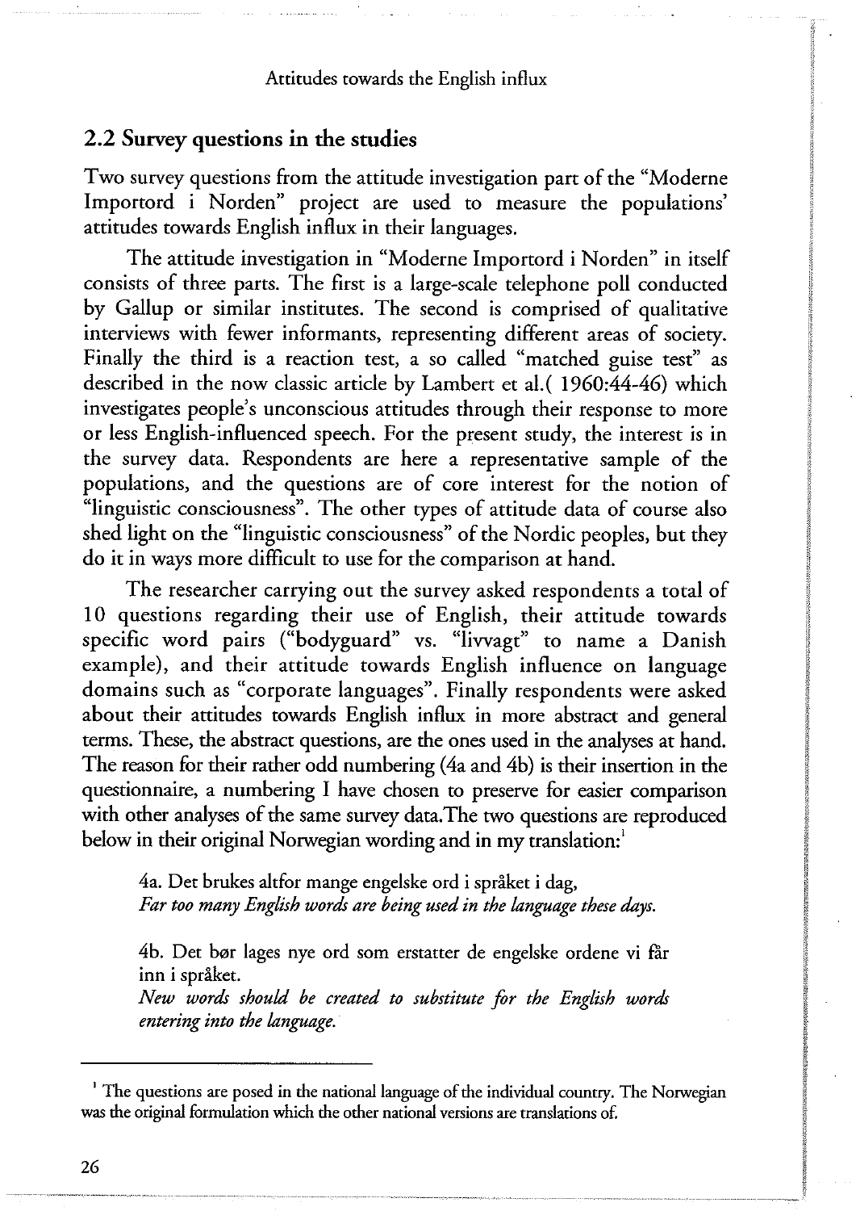## 2.2 Survey questions in the studies

Two survey questions from the attitude investigation part of the "Moderne Importord i Norden" project are used to measure the populations' attitudes towards English influx in their languages.

The attitude investigation in "Moderne Importord i Norden" in itself consists of three parts. The first is a large-scale telephone poll conducted by Gallup or similar institutes. The second is comprised of qualitative interviews with fewer informants, representing different areas of society. Finally the third is a reaction test, a so called "matched guise test" as described in the now classic article by Lambert et al.( 1960:44-46) which investigates people's unconscious attitudes through their response to more or less English-influenced speech. For the present study, the interest is in the survey data. Respondents are here a representative sample of the populations, and the questions are of core interest for the notion of "linguistic consciousness". The other types of attitude data of course also shed light on the "linguistic consciousness" of the Nordic peoples, but they do it in ways more difficult to use for the comparison at hand.

The researcher carrying out the survey asked respondents a total of 10 questions regarding their use of English, their attitude towards specific word pairs ("bodyguard" vs. "livvagt" to name a Danish example), and their attitude towards English influence on language domains such as "corporate languages". Finally respondents were asked about their attitudes towards English influx in more abstract and general terms. These, the abstract questions, are the ones used in the analyses at hand. The reason for their rather odd numbering (4a and 4b) is their insertion in the questionnaire, a numbering I have chosen to preserve for easier comparison with other analyses of the same survey data.The two questions are reproduced below in their original Norwegian wording and in my translation:[1]

> 4a. Det brukes altfor mange engelske ord i språket i dag,
> *Far too many English words are being used in the language these days.*
>
> 4b. Det bør lages nye ord som erstatter de engelske ordene vi får inn i språket.
> *New words should be created to substitute for the English words entering into the language.*

---

[1] The questions are posed in the national language of the individual country. The Norwegian was the original formulation which the other national versions are translations of.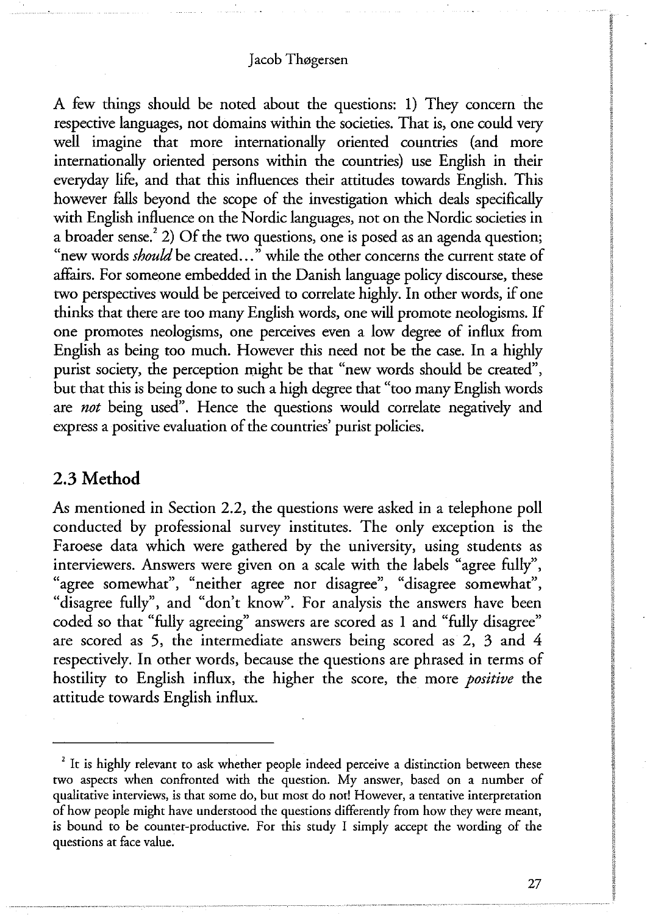A few things should be noted about the questions: 1) They concern the respective languages, not domains within the societies. That is, one could very well imagine that more internationally oriented countries (and more internationally oriented persons within the countries) use English in their everyday life, and that this influences their attitudes towards English. This however falls beyond the scope of the investigation which deals specifically with English influence on the Nordic languages, not on the Nordic societies in a broader sense.[2] 2) Of the two questions, one is posed as an agenda question; "new words *should* be created..." while the other concerns the current state of affairs. For someone embedded in the Danish language policy discourse, these two perspectives would be perceived to correlate highly. In other words, if one thinks that there are too many English words, one will promote neologisms. If one promotes neologisms, one perceives even a low degree of influx from English as being too much. However this need not be the case. In a highly purist society, the perception might be that "new words should be created", but that this is being done to such a high degree that "too many English words are *not* being used". Hence the questions would correlate negatively and express a positive evaluation of the countries' purist policies.

## 2.3 Method

As mentioned in Section 2.2, the questions were asked in a telephone poll conducted by professional survey institutes. The only exception is the Faroese data which were gathered by the university, using students as interviewers. Answers were given on a scale with the labels "agree fully", "agree somewhat", "neither agree nor disagree", "disagree somewhat", "disagree fully", and "don't know". For analysis the answers have been coded so that "fully agreeing" answers are scored as 1 and "fully disagree" are scored as 5, the intermediate answers being scored as 2, 3 and 4 respectively. In other words, because the questions are phrased in terms of hostility to English influx, the higher the score, the more *positive* the attitude towards English influx.

---

[2] It is highly relevant to ask whether people indeed perceive a distinction between these two aspects when confronted with the question. My answer, based on a number of qualitative interviews, is that some do, but most do not! However, a tentative interpretation of how people might have understood the questions differently from how they were meant, is bound to be counter-productive. For this study I simply accept the wording of the questions at face value.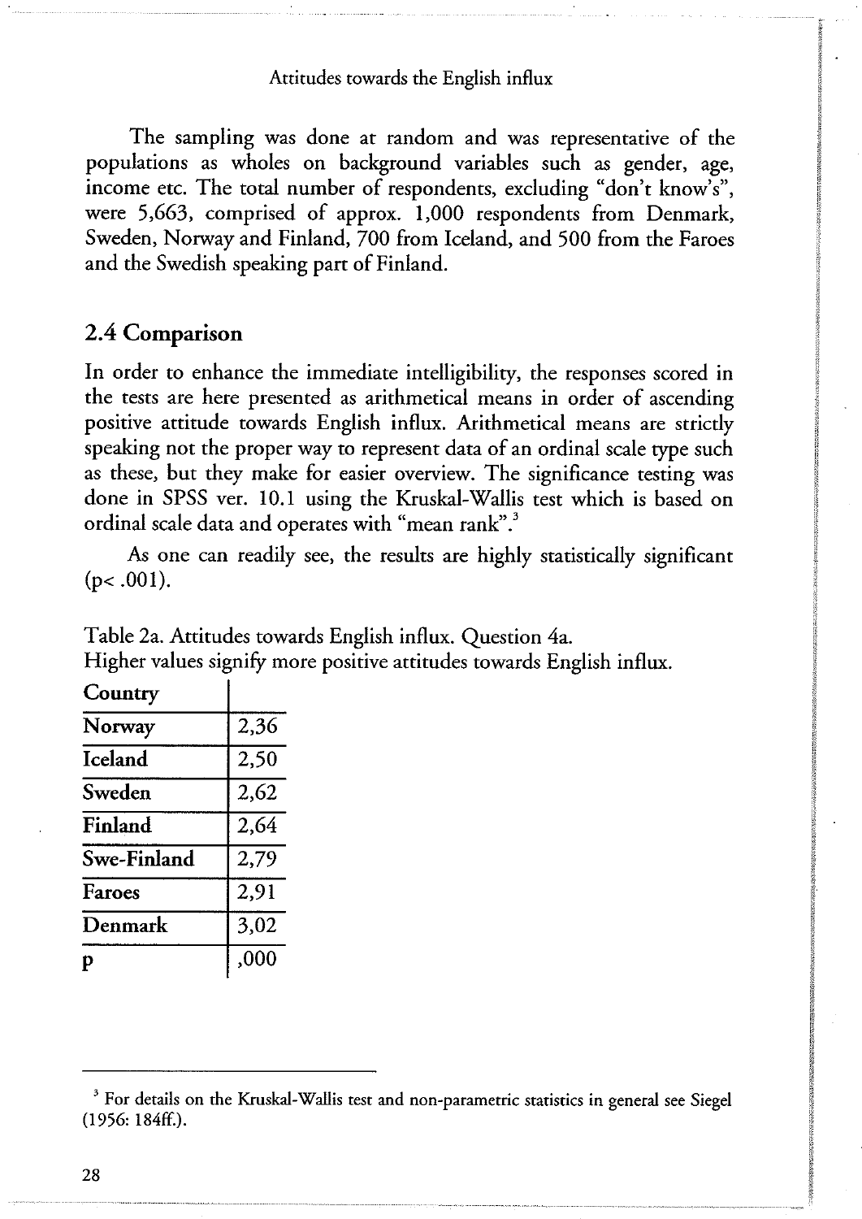The sampling was done at random and was representative of the populations as wholes on background variables such as gender, age, income etc. The total number of respondents, excluding "don't know's", were 5,663, comprised of approx. 1,000 respondents from Denmark, Sweden, Norway and Finland, 700 from Iceland, and 500 from the Faroes and the Swedish speaking part of Finland.

## 2.4 Comparison

In order to enhance the immediate intelligibility, the responses scored in the tests are here presented as arithmetical means in order of ascending positive attitude towards English influx. Arithmetical means are strictly speaking not the proper way to represent data of an ordinal scale type such as these, but they make for easier overview. The significance testing was done in SPSS ver. 10.1 using the Kruskal-Wallis test which is based on ordinal scale data and operates with "mean rank".[3]

As one can readily see, the results are highly statistically significant ($p < .001$).

Table 2a. Attitudes towards English influx. Question 4a.
Higher values signify more positive attitudes towards English influx.

| **Country** | |
|---|---|
| **Norway** | 2,36 |
| **Iceland** | 2,50 |
| **Sweden** | 2,62 |
| **Finland** | 2,64 |
| **Swe-Finland** | 2,79 |
| **Faroes** | 2,91 |
| **Denmark** | 3,02 |
| **p** | ,000 |

---

[3] For details on the Kruskal-Wallis test and non-parametric statistics in general see Siegel (1956: 184ff.).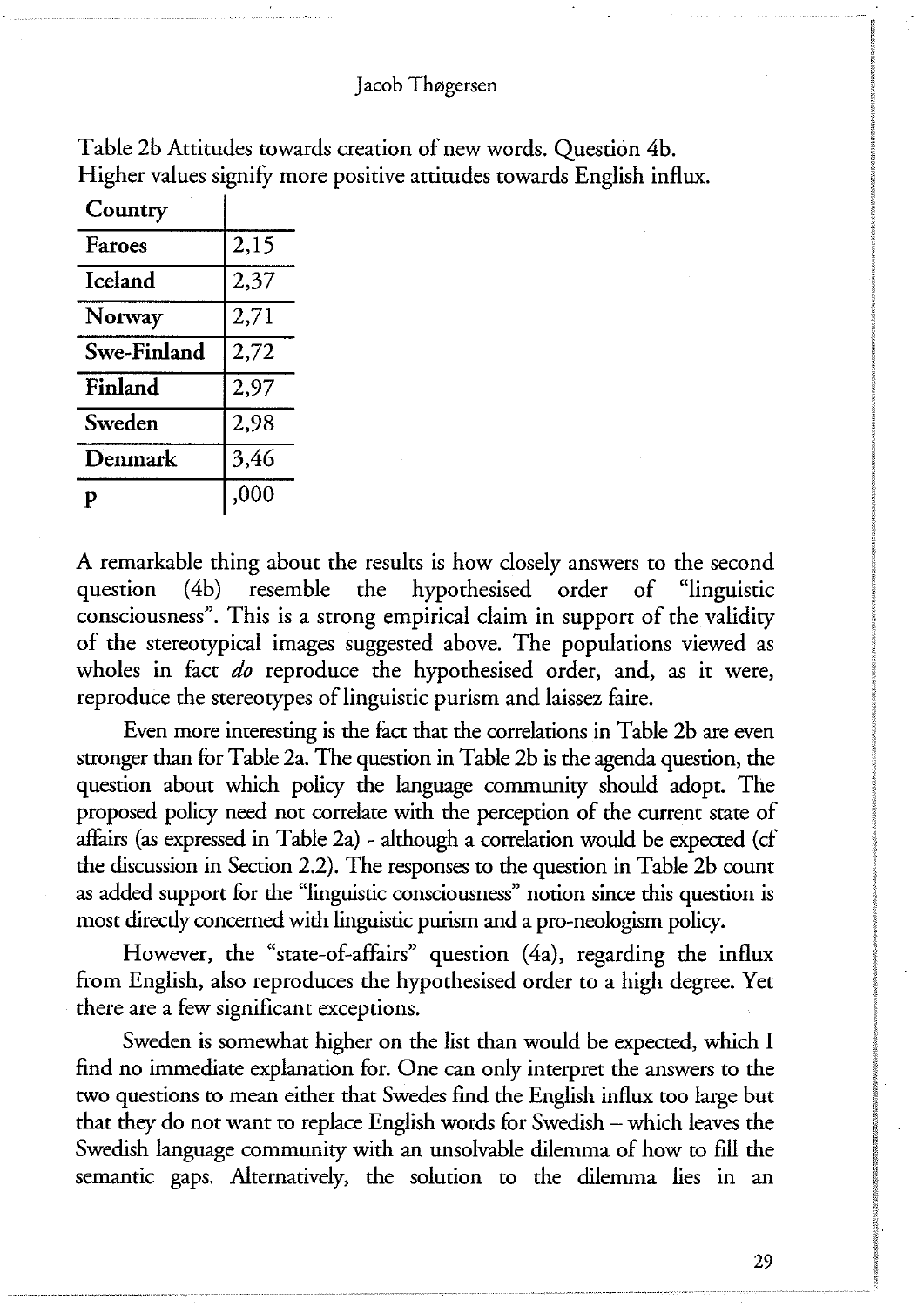Table 2b Attitudes towards creation of new words. Question 4b. Higher values signify more positive attitudes towards English influx.

| Country | |
|---|---|
| Faroes | 2,15 |
| Iceland | 2,37 |
| Norway | 2,71 |
| Swe-Finland | 2,72 |
| Finland | 2,97 |
| Sweden | 2,98 |
| Denmark | 3,46 |
| p | ,000 |

A remarkable thing about the results is how closely answers to the second question (4b) resemble the hypothesised order of "linguistic consciousness". This is a strong empirical claim in support of the validity of the stereotypical images suggested above. The populations viewed as wholes in fact *do* reproduce the hypothesised order, and, as it were, reproduce the stereotypes of linguistic purism and laissez faire.

Even more interesting is the fact that the correlations in Table 2b are even stronger than for Table 2a. The question in Table 2b is the agenda question, the question about which policy the language community should adopt. The proposed policy need not correlate with the perception of the current state of affairs (as expressed in Table 2a) - although a correlation would be expected (cf the discussion in Section 2.2). The responses to the question in Table 2b count as added support for the "linguistic consciousness" notion since this question is most directly concerned with linguistic purism and a pro-neologism policy.

However, the "state-of-affairs" question (4a), regarding the influx from English, also reproduces the hypothesised order to a high degree. Yet there are a few significant exceptions.

Sweden is somewhat higher on the list than would be expected, which I find no immediate explanation for. One can only interpret the answers to the two questions to mean either that Swedes find the English influx too large but that they do not want to replace English words for Swedish – which leaves the Swedish language community with an unsolvable dilemma of how to fill the semantic gaps. Alternatively, the solution to the dilemma lies in an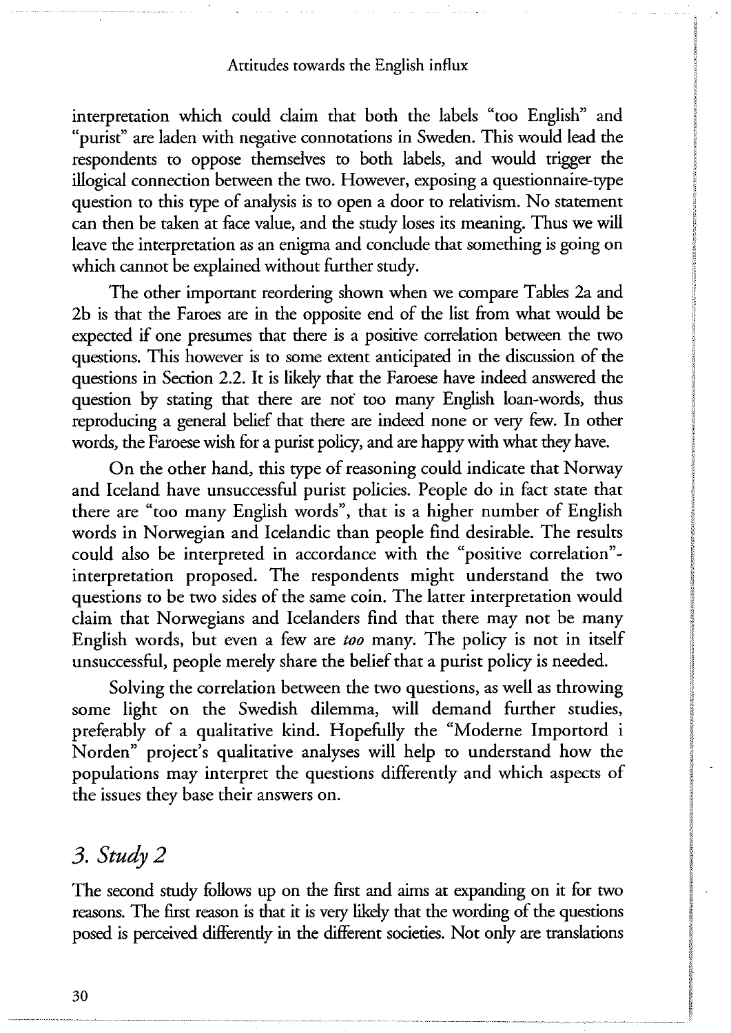interpretation which could claim that both the labels "too English" and "purist" are laden with negative connotations in Sweden. This would lead the respondents to oppose themselves to both labels, and would trigger the illogical connection between the two. However, exposing a questionnaire-type question to this type of analysis is to open a door to relativism. No statement can then be taken at face value, and the study loses its meaning. Thus we will leave the interpretation as an enigma and conclude that something is going on which cannot be explained without further study.

The other important reordering shown when we compare Tables 2a and 2b is that the Faroes are in the opposite end of the list from what would be expected if one presumes that there is a positive correlation between the two questions. This however is to some extent anticipated in the discussion of the questions in Section 2.2. It is likely that the Faroese have indeed answered the question by stating that there are not too many English loan-words, thus reproducing a general belief that there are indeed none or very few. In other words, the Faroese wish for a purist policy, and are happy with what they have.

On the other hand, this type of reasoning could indicate that Norway and Iceland have unsuccessful purist policies. People do in fact state that there are "too many English words", that is a higher number of English words in Norwegian and Icelandic than people find desirable. The results could also be interpreted in accordance with the "positive correlation"-interpretation proposed. The respondents might understand the two questions to be two sides of the same coin. The latter interpretation would claim that Norwegians and Icelanders find that there may not be many English words, but even a few are *too* many. The policy is not in itself unsuccessful, people merely share the belief that a purist policy is needed.

Solving the correlation between the two questions, as well as throwing some light on the Swedish dilemma, will demand further studies, preferably of a qualitative kind. Hopefully the "Moderne Importord i Norden" project's qualitative analyses will help to understand how the populations may interpret the questions differently and which aspects of the issues they base their answers on.

## *3. Study 2*

The second study follows up on the first and aims at expanding on it for two reasons. The first reason is that it is very likely that the wording of the questions posed is perceived differently in the different societies. Not only are translations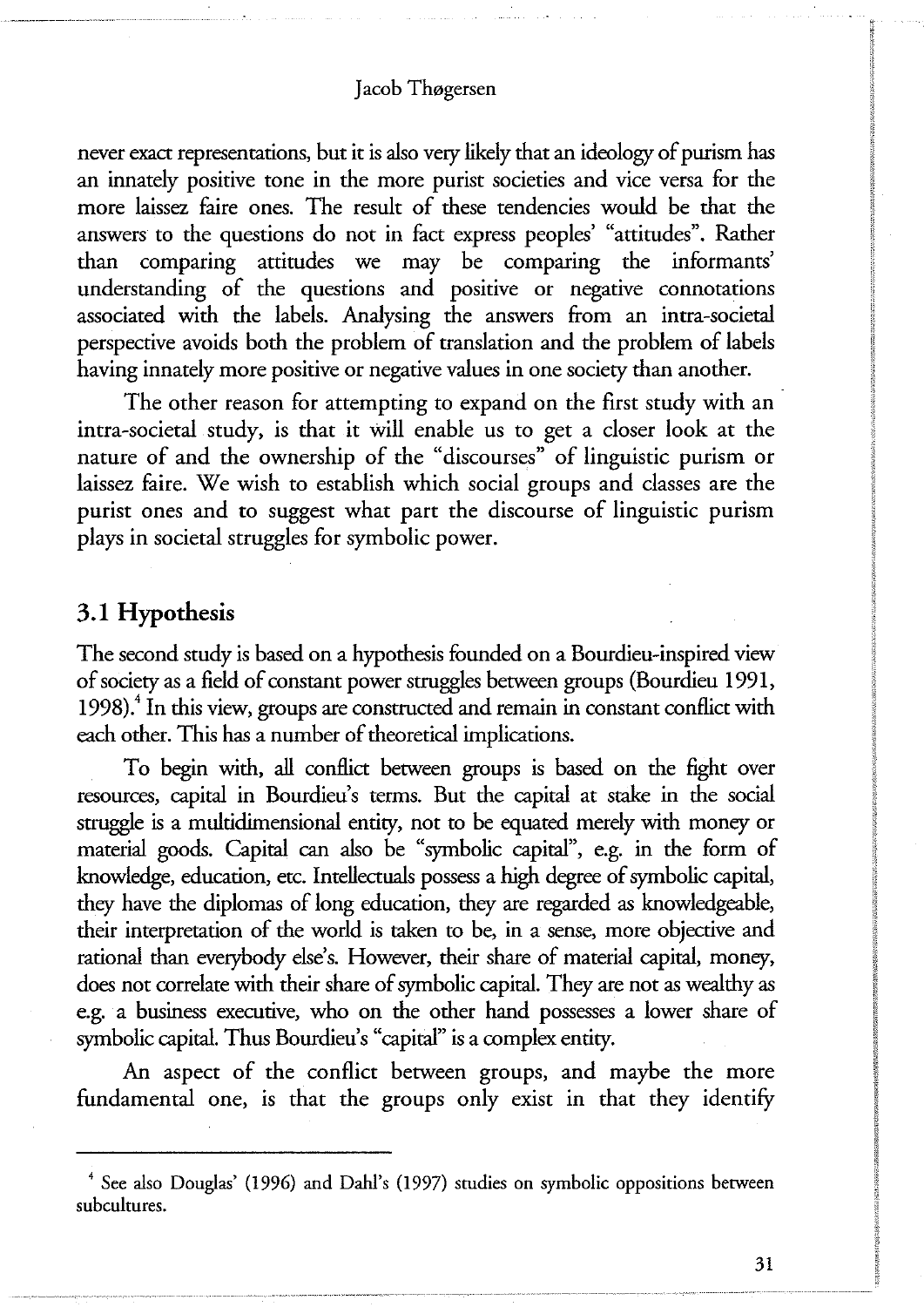never exact representations, but it is also very likely that an ideology of purism has an innately positive tone in the more purist societies and vice versa for the more laissez faire ones. The result of these tendencies would be that the answers to the questions do not in fact express peoples' "attitudes". Rather than comparing attitudes we may be comparing the informants' understanding of the questions and positive or negative connotations associated with the labels. Analysing the answers from an intra-societal perspective avoids both the problem of translation and the problem of labels having innately more positive or negative values in one society than another.

The other reason for attempting to expand on the first study with an intra-societal study, is that it will enable us to get a closer look at the nature of and the ownership of the "discourses" of linguistic purism or laissez faire. We wish to establish which social groups and classes are the purist ones and to suggest what part the discourse of linguistic purism plays in societal struggles for symbolic power.

## 3.1 Hypothesis

The second study is based on a hypothesis founded on a Bourdieu-inspired view of society as a field of constant power struggles between groups (Bourdieu 1991, 1998).[4] In this view, groups are constructed and remain in constant conflict with each other. This has a number of theoretical implications.

To begin with, all conflict between groups is based on the fight over resources, capital in Bourdieu's terms. But the capital at stake in the social struggle is a multidimensional entity, not to be equated merely with money or material goods. Capital can also be "symbolic capital", e.g. in the form of knowledge, education, etc. Intellectuals possess a high degree of symbolic capital, they have the diplomas of long education, they are regarded as knowledgeable, their interpretation of the world is taken to be, in a sense, more objective and rational than everybody else's. However, their share of material capital, money, does not correlate with their share of symbolic capital. They are not as wealthy as e.g. a business executive, who on the other hand possesses a lower share of symbolic capital. Thus Bourdieu's "capital" is a complex entity.

An aspect of the conflict between groups, and maybe the more fundamental one, is that the groups only exist in that they identify

[4] See also Douglas' (1996) and Dahl's (1997) studies on symbolic oppositions between subcultures.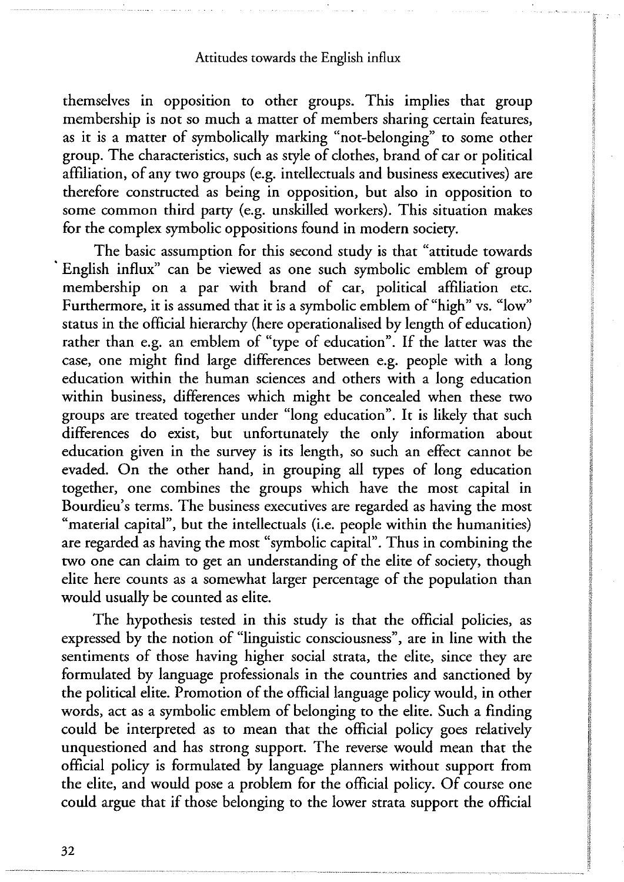themselves in opposition to other groups. This implies that group membership is not so much a matter of members sharing certain features, as it is a matter of symbolically marking "not-belonging" to some other group. The characteristics, such as style of clothes, brand of car or political affiliation, of any two groups (e.g. intellectuals and business executives) are therefore constructed as being in opposition, but also in opposition to some common third party (e.g. unskilled workers). This situation makes for the complex symbolic oppositions found in modern society.

The basic assumption for this second study is that "attitude towards English influx" can be viewed as one such symbolic emblem of group membership on a par with brand of car, political affiliation etc. Furthermore, it is assumed that it is a symbolic emblem of "high" vs. "low" status in the official hierarchy (here operationalised by length of education) rather than e.g. an emblem of "type of education". If the latter was the case, one might find large differences between e.g. people with a long education within the human sciences and others with a long education within business, differences which might be concealed when these two groups are treated together under "long education". It is likely that such differences do exist, but unfortunately the only information about education given in the survey is its length, so such an effect cannot be evaded. On the other hand, in grouping all types of long education together, one combines the groups which have the most capital in Bourdieu's terms. The business executives are regarded as having the most "material capital", but the intellectuals (i.e. people within the humanities) are regarded as having the most "symbolic capital". Thus in combining the two one can claim to get an understanding of the elite of society, though elite here counts as a somewhat larger percentage of the population than would usually be counted as elite.

The hypothesis tested in this study is that the official policies, as expressed by the notion of "linguistic consciousness", are in line with the sentiments of those having higher social strata, the elite, since they are formulated by language professionals in the countries and sanctioned by the political elite. Promotion of the official language policy would, in other words, act as a symbolic emblem of belonging to the elite. Such a finding could be interpreted as to mean that the official policy goes relatively unquestioned and has strong support. The reverse would mean that the official policy is formulated by language planners without support from the elite, and would pose a problem for the official policy. Of course one could argue that if those belonging to the lower strata support the official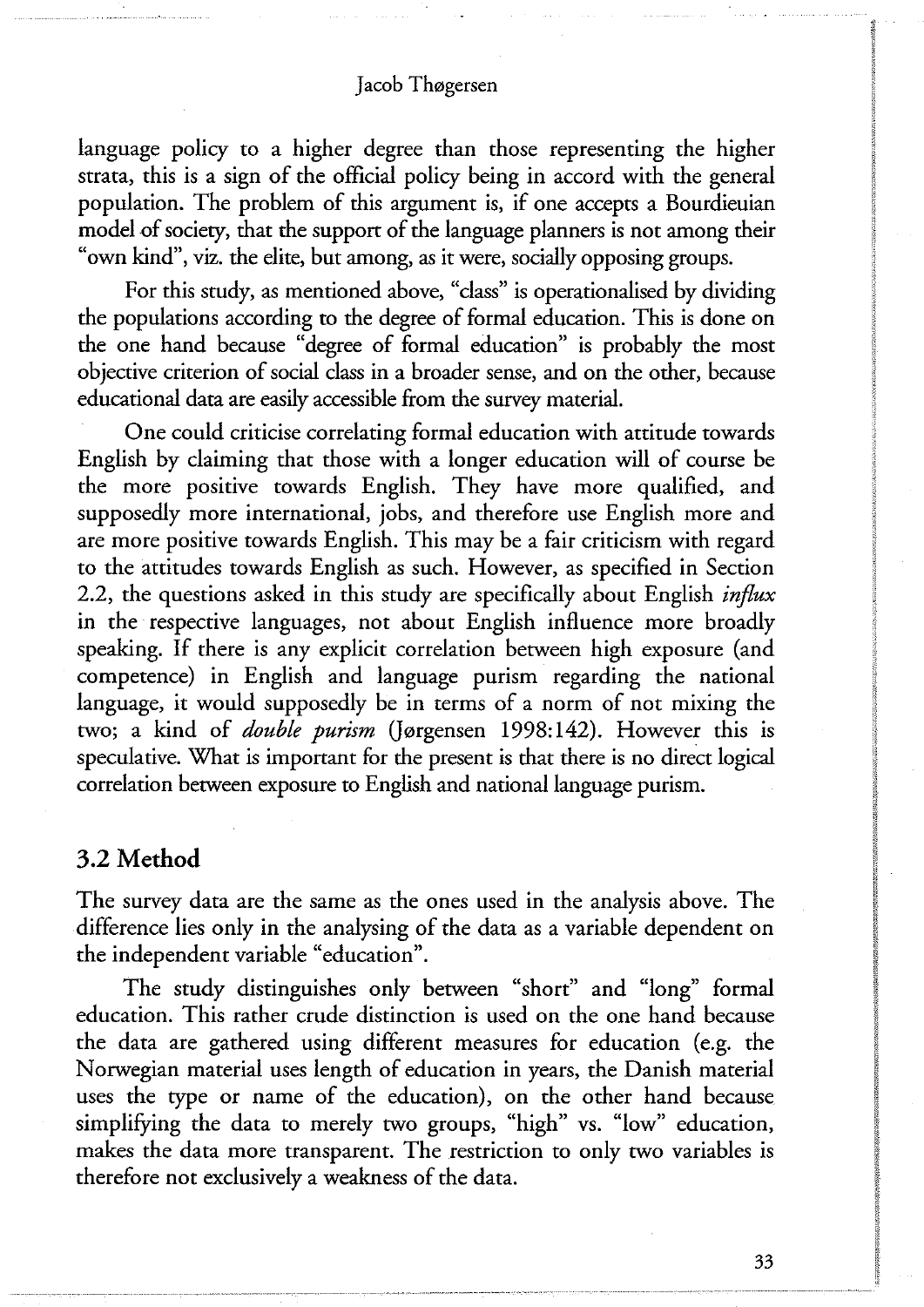language policy to a higher degree than those representing the higher strata, this is a sign of the official policy being in accord with the general population. The problem of this argument is, if one accepts a Bourdieuian model of society, that the support of the language planners is not among their "own kind", viz. the elite, but among, as it were, socially opposing groups.

For this study, as mentioned above, "class" is operationalised by dividing the populations according to the degree of formal education. This is done on the one hand because "degree of formal education" is probably the most objective criterion of social class in a broader sense, and on the other, because educational data are easily accessible from the survey material.

One could criticise correlating formal education with attitude towards English by claiming that those with a longer education will of course be the more positive towards English. They have more qualified, and supposedly more international, jobs, and therefore use English more and are more positive towards English. This may be a fair criticism with regard to the attitudes towards English as such. However, as specified in Section 2.2, the questions asked in this study are specifically about English *influx* in the respective languages, not about English influence more broadly speaking. If there is any explicit correlation between high exposure (and competence) in English and language purism regarding the national language, it would supposedly be in terms of a norm of not mixing the two; a kind of *double purism* (Jørgensen 1998:142). However this is speculative. What is important for the present is that there is no direct logical correlation between exposure to English and national language purism.

## 3.2 Method

The survey data are the same as the ones used in the analysis above. The difference lies only in the analysing of the data as a variable dependent on the independent variable "education".

The study distinguishes only between "short" and "long" formal education. This rather crude distinction is used on the one hand because the data are gathered using different measures for education (e.g. the Norwegian material uses length of education in years, the Danish material uses the type or name of the education), on the other hand because simplifying the data to merely two groups, "high" vs. "low" education, makes the data more transparent. The restriction to only two variables is therefore not exclusively a weakness of the data.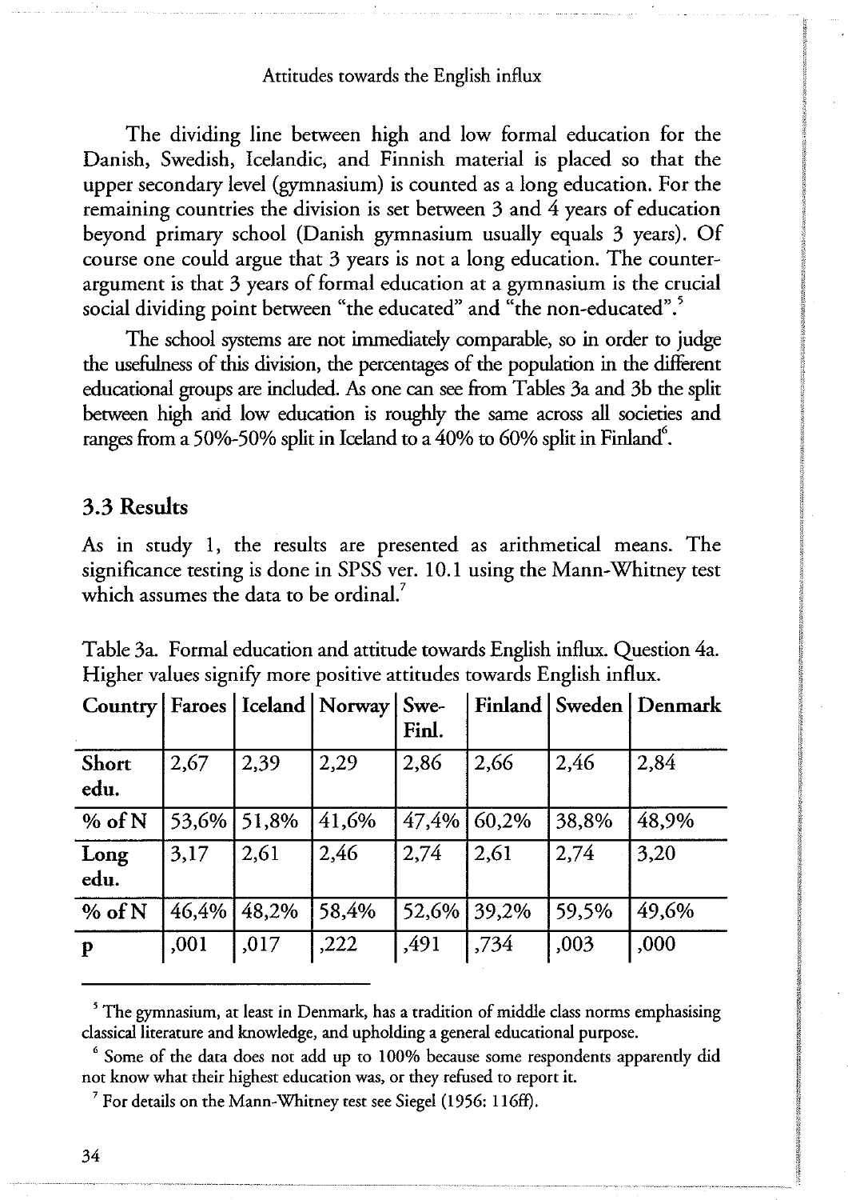The dividing line between high and low formal education for the Danish, Swedish, Icelandic, and Finnish material is placed so that the upper secondary level (gymnasium) is counted as a long education. For the remaining countries the division is set between 3 and 4 years of education beyond primary school (Danish gymnasium usually equals 3 years). Of course one could argue that 3 years is not a long education. The counter-argument is that 3 years of formal education at a gymnasium is the crucial social dividing point between "the educated" and "the non-educated".[5]

The school systems are not immediately comparable, so in order to judge the usefulness of this division, the percentages of the population in the different educational groups are included. As one can see from Tables 3a and 3b the split between high and low education is roughly the same across all societies and ranges from a 50%-50% split in Iceland to a 40% to 60% split in Finland[6].

## 3.3 Results

As in study 1, the results are presented as arithmetical means. The significance testing is done in SPSS ver. 10.1 using the Mann-Whitney test which assumes the data to be ordinal.[7]

Table 3a. Formal education and attitude towards English influx. Question 4a. Higher values signify more positive attitudes towards English influx.

| Country | Faroes | Iceland | Norway | Swe-Finl. | Finland | Sweden | Denmark |
|---|---|---|---|---|---|---|---|
| **Short edu.** | 2,67 | 2,39 | 2,29 | 2,86 | 2,66 | 2,46 | 2,84 |
| **% of N** | 53,6% | 51,8% | 41,6% | 47,4% | 60,2% | 38,8% | 48,9% |
| **Long edu.** | 3,17 | 2,61 | 2,46 | 2,74 | 2,61 | 2,74 | 3,20 |
| **% of N** | 46,4% | 48,2% | 58,4% | 52,6% | 39,2% | 59,5% | 49,6% |
| **p** | ,001 | ,017 | ,222 | ,491 | ,734 | ,003 | ,000 |

---

[5] The gymnasium, at least in Denmark, has a tradition of middle class norms emphasising classical literature and knowledge, and upholding a general educational purpose.

[6] Some of the data does not add up to 100% because some respondents apparently did not know what their highest education was, or they refused to report it.

[7] For details on the Mann-Whitney test see Siegel (1956: 116ff).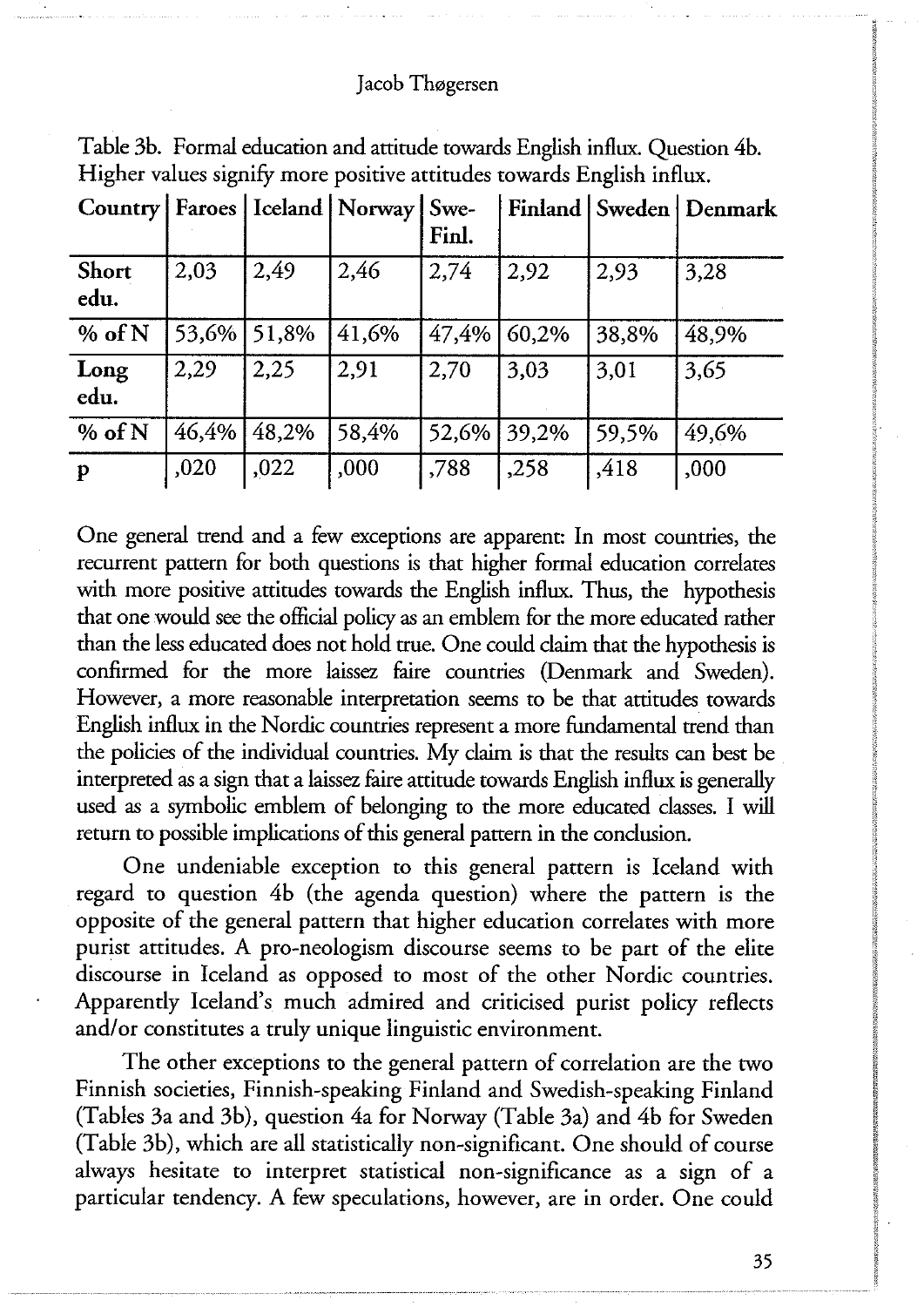Table 3b. Formal education and attitude towards English influx. Question 4b. Higher values signify more positive attitudes towards English influx.

| Country | Faroes | Iceland | Norway | Swe-Finl. | Finland | Sweden | Denmark |
|---|---|---|---|---|---|---|---|
| **Short edu.** | 2,03 | 2,49 | 2,46 | 2,74 | 2,92 | 2,93 | 3,28 |
| **% of N** | 53,6% | 51,8% | 41,6% | 47,4% | 60,2% | 38,8% | 48,9% |
| **Long edu.** | 2,29 | 2,25 | 2,91 | 2,70 | 3,03 | 3,01 | 3,65 |
| **% of N** | 46,4% | 48,2% | 58,4% | 52,6% | 39,2% | 59,5% | 49,6% |
| **p** | ,020 | ,022 | ,000 | ,788 | ,258 | ,418 | ,000 |

One general trend and a few exceptions are apparent: In most countries, the recurrent pattern for both questions is that higher formal education correlates with more positive attitudes towards the English influx. Thus, the hypothesis that one would see the official policy as an emblem for the more educated rather than the less educated does not hold true. One could claim that the hypothesis is confirmed for the more laissez faire countries (Denmark and Sweden). However, a more reasonable interpretation seems to be that attitudes towards English influx in the Nordic countries represent a more fundamental trend than the policies of the individual countries. My claim is that the results can best be interpreted as a sign that a laissez faire attitude towards English influx is generally used as a symbolic emblem of belonging to the more educated classes. I will return to possible implications of this general pattern in the conclusion.

One undeniable exception to this general pattern is Iceland with regard to question 4b (the agenda question) where the pattern is the opposite of the general pattern that higher education correlates with more purist attitudes. A pro-neologism discourse seems to be part of the elite discourse in Iceland as opposed to most of the other Nordic countries. Apparently Iceland's much admired and criticised purist policy reflects and/or constitutes a truly unique linguistic environment.

The other exceptions to the general pattern of correlation are the two Finnish societies, Finnish-speaking Finland and Swedish-speaking Finland (Tables 3a and 3b), question 4a for Norway (Table 3a) and 4b for Sweden (Table 3b), which are all statistically non-significant. One should of course always hesitate to interpret statistical non-significance as a sign of a particular tendency. A few speculations, however, are in order. One could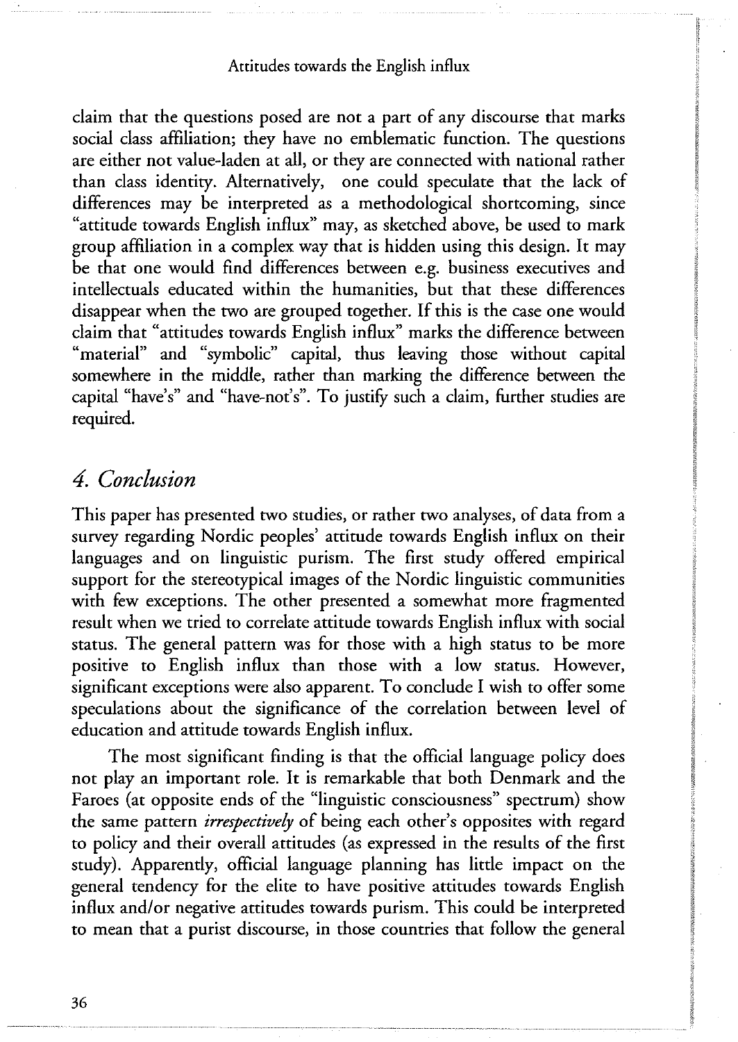claim that the questions posed are not a part of any discourse that marks social class affiliation; they have no emblematic function. The questions are either not value-laden at all, or they are connected with national rather than class identity. Alternatively, one could speculate that the lack of differences may be interpreted as a methodological shortcoming, since "attitude towards English influx" may, as sketched above, be used to mark group affiliation in a complex way that is hidden using this design. It may be that one would find differences between e.g. business executives and intellectuals educated within the humanities, but that these differences disappear when the two are grouped together. If this is the case one would claim that "attitudes towards English influx" marks the difference between "material" and "symbolic" capital, thus leaving those without capital somewhere in the middle, rather than marking the difference between the capital "have's" and "have-not's". To justify such a claim, further studies are required.

## *4. Conclusion*

This paper has presented two studies, or rather two analyses, of data from a survey regarding Nordic peoples' attitude towards English influx on their languages and on linguistic purism. The first study offered empirical support for the stereotypical images of the Nordic linguistic communities with few exceptions. The other presented a somewhat more fragmented result when we tried to correlate attitude towards English influx with social status. The general pattern was for those with a high status to be more positive to English influx than those with a low status. However, significant exceptions were also apparent. To conclude I wish to offer some speculations about the significance of the correlation between level of education and attitude towards English influx.

The most significant finding is that the official language policy does not play an important role. It is remarkable that both Denmark and the Faroes (at opposite ends of the "linguistic consciousness" spectrum) show the same pattern *irrespectively* of being each other's opposites with regard to policy and their overall attitudes (as expressed in the results of the first study). Apparently, official language planning has little impact on the general tendency for the elite to have positive attitudes towards English influx and/or negative attitudes towards purism. This could be interpreted to mean that a purist discourse, in those countries that follow the general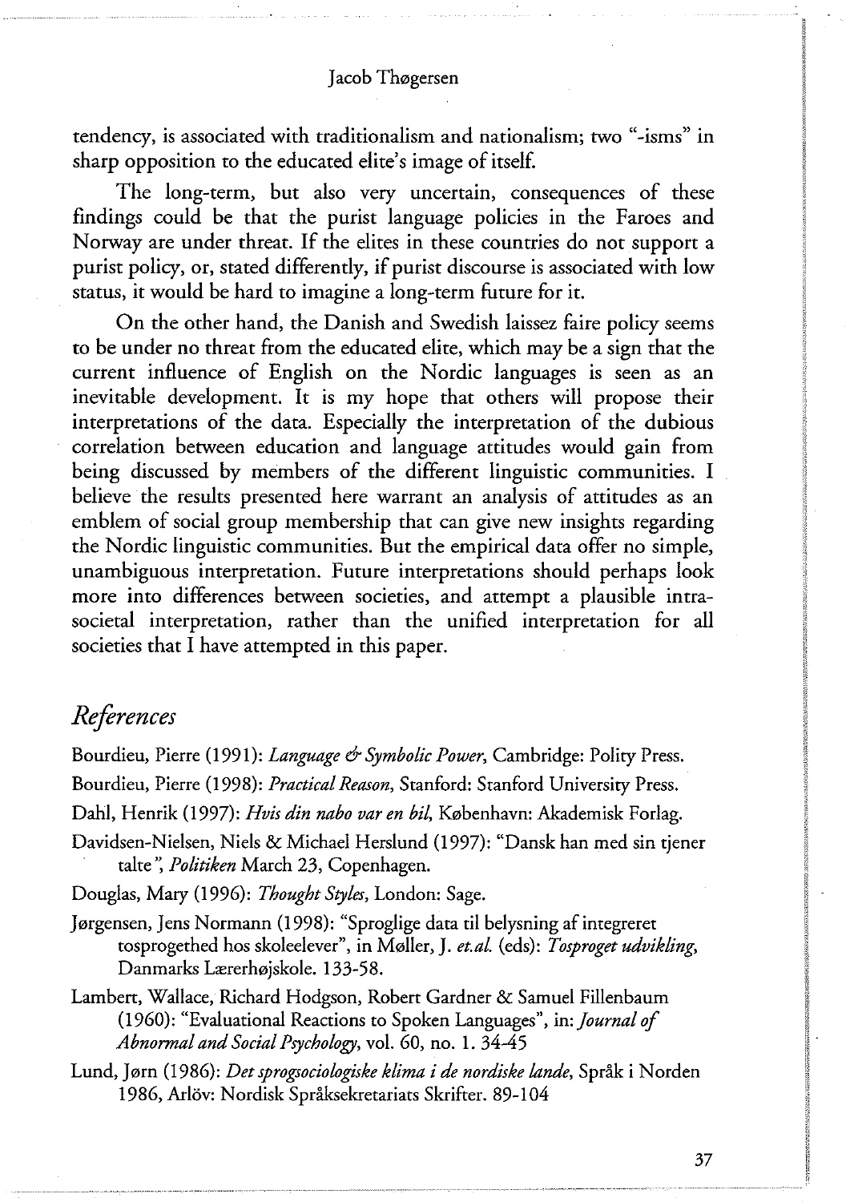tendency, is associated with traditionalism and nationalism; two "-isms" in sharp opposition to the educated elite's image of itself.

The long-term, but also very uncertain, consequences of these findings could be that the purist language policies in the Faroes and Norway are under threat. If the elites in these countries do not support a purist policy, or, stated differently, if purist discourse is associated with low status, it would be hard to imagine a long-term future for it.

On the other hand, the Danish and Swedish laissez faire policy seems to be under no threat from the educated elite, which may be a sign that the current influence of English on the Nordic languages is seen as an inevitable development. It is my hope that others will propose their interpretations of the data. Especially the interpretation of the dubious correlation between education and language attitudes would gain from being discussed by members of the different linguistic communities. I believe the results presented here warrant an analysis of attitudes as an emblem of social group membership that can give new insights regarding the Nordic linguistic communities. But the empirical data offer no simple, unambiguous interpretation. Future interpretations should perhaps look more into differences between societies, and attempt a plausible intra-societal interpretation, rather than the unified interpretation for all societies that I have attempted in this paper.

## *References*

Bourdieu, Pierre (1991): *Language & Symbolic Power*, Cambridge: Polity Press.

Bourdieu, Pierre (1998): *Practical Reason*, Stanford: Stanford University Press.

Dahl, Henrik (1997): *Hvis din nabo var en bil*, København: Akademisk Forlag.

Davidsen-Nielsen, Niels & Michael Herslund (1997): "Dansk han med sin tjener talte", *Politiken* March 23, Copenhagen.

Douglas, Mary (1996): *Thought Styles*, London: Sage.

Jørgensen, Jens Normann (1998): "Sproglige data til belysning af integreret tosprogethed hos skoleelever", in Møller, J. *et.al.* (eds): *Tosproget udvikling*, Danmarks Lærerhøjskole. 133-58.

Lambert, Wallace, Richard Hodgson, Robert Gardner & Samuel Fillenbaum (1960): "Evaluational Reactions to Spoken Languages", in: *Journal of Abnormal and Social Psychology*, vol. 60, no. 1. 34-45

Lund, Jørn (1986): *Det sprogsociologiske klima i de nordiske lande*, Språk i Norden 1986, Arlöv: Nordisk Språksekretariats Skrifter. 89-104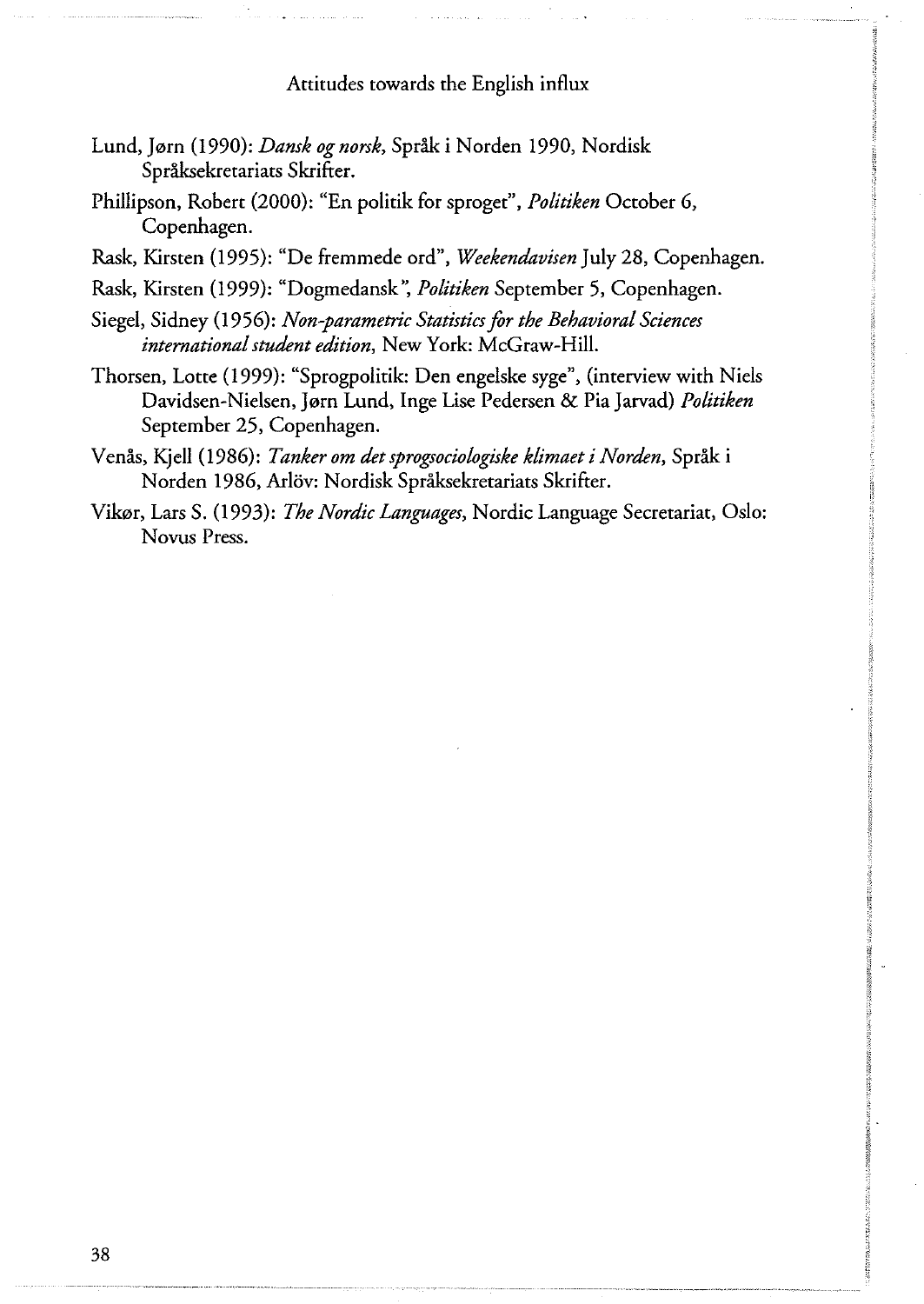Lund, Jørn (1990): *Dansk og norsk*, Språk i Norden 1990, Nordisk Språksekretariats Skrifter.

Phillipson, Robert (2000): "En politik for sproget", *Politiken* October 6, Copenhagen.

Rask, Kirsten (1995): "De fremmede ord", *Weekendavisen* July 28, Copenhagen.

Rask, Kirsten (1999): "Dogmedansk", *Politiken* September 5, Copenhagen.

Siegel, Sidney (1956): *Non-parametric Statistics for the Behavioral Sciences international student edition*, New York: McGraw-Hill.

Thorsen, Lotte (1999): "Sprogpolitik: Den engelske syge", (interview with Niels Davidsen-Nielsen, Jørn Lund, Inge Lise Pedersen & Pia Jarvad) *Politiken* September 25, Copenhagen.

Venås, Kjell (1986): *Tanker om det sprogsociologiske klimaet i Norden*, Språk i Norden 1986, Arlöv: Nordisk Språksekretariats Skrifter.

Vikør, Lars S. (1993): *The Nordic Languages*, Nordic Language Secretariat, Oslo: Novus Press.